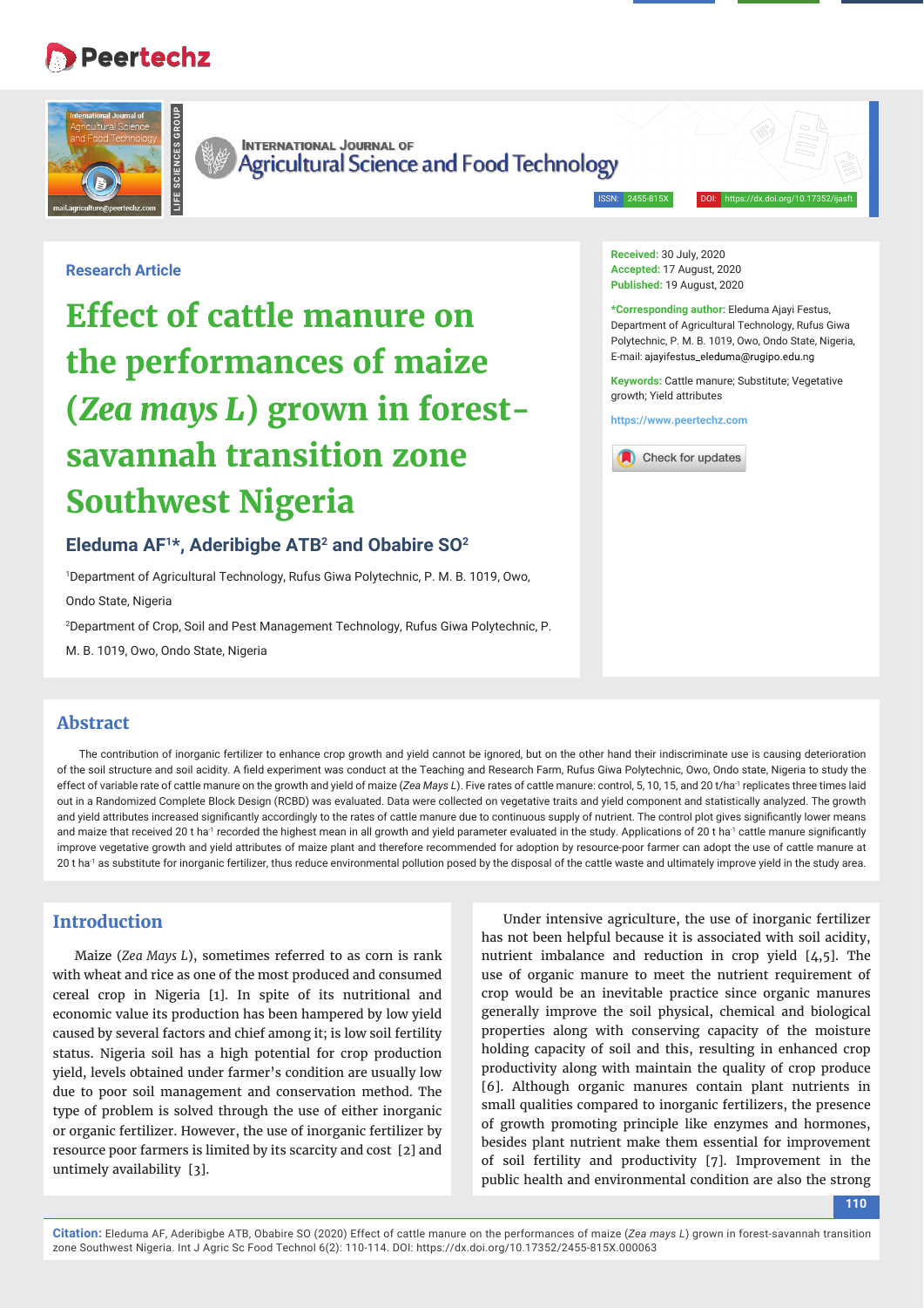Research Article

# Effect of cattle manure on the performances of maize (*Zea mays L*) grown in forest-savannah transition zone Southwest Nigeria

**Eleduma AF[1]*, Aderibigbe ATB[2] and Obabire SO[2]**

[1]Department of Agricultural Technology, Rufus Giwa Polytechnic, P. M. B. 1019, Owo, Ondo State, Nigeria

[2]Department of Crop, Soil and Pest Management Technology, Rufus Giwa Polytechnic, P. M. B. 1019, Owo, Ondo State, Nigeria

**Received:** 30 July, 2020
**Accepted:** 17 August, 2020
**Published:** 19 August, 2020

***Corresponding author:** Eleduma Ajayi Festus, Department of Agricultural Technology, Rufus Giwa Polytechnic, P. M. B. 1019, Owo, Ondo State, Nigeria, E-mail: ajayifestus_eleduma@rugipo.edu.ng

**Keywords:** Cattle manure; Substitute; Vegetative growth; Yield attributes

https://www.peertechz.com

## Abstract

The contribution of inorganic fertilizer to enhance crop growth and yield cannot be ignored, but on the other hand their indiscriminate use is causing deterioration of the soil structure and soil acidity. A field experiment was conduct at the Teaching and Research Farm, Rufus Giwa Polytechnic, Owo, Ondo state, Nigeria to study the effect of variable rate of cattle manure on the growth and yield of maize (*Zea Mays L*). Five rates of cattle manure: control, 5, 10, 15, and 20 t/ha$^{-1}$ replicates three times laid out in a Randomized Complete Block Design (RCBD) was evaluated. Data were collected on vegetative traits and yield component and statistically analyzed. The growth and yield attributes increased significantly accordingly to the rates of cattle manure due to continuous supply of nutrient. The control plot gives significantly lower means and maize that received 20 t ha$^{-1}$ recorded the highest mean in all growth and yield parameter evaluated in the study. Applications of 20 t ha$^{-1}$ cattle manure significantly improve vegetative growth and yield attributes of maize plant and therefore recommended for adoption by resource-poor farmer can adopt the use of cattle manure at 20 t ha$^{-1}$ as substitute for inorganic fertilizer, thus reduce environmental pollution posed by the disposal of the cattle waste and ultimately improve yield in the study area.

## Introduction

Maize (*Zea Mays L*), sometimes referred to as corn is rank with wheat and rice as one of the most produced and consumed cereal crop in Nigeria [1]. In spite of its nutritional and economic value its production has been hampered by low yield caused by several factors and chief among it; is low soil fertility status. Nigeria soil has a high potential for crop production yield, levels obtained under farmer's condition are usually low due to poor soil management and conservation method. The type of problem is solved through the use of either inorganic or organic fertilizer. However, the use of inorganic fertilizer by resource poor farmers is limited by its scarcity and cost [2] and untimely availability [3].

Under intensive agriculture, the use of inorganic fertilizer has not been helpful because it is associated with soil acidity, nutrient imbalance and reduction in crop yield [4,5]. The use of organic manure to meet the nutrient requirement of crop would be an inevitable practice since organic manures generally improve the soil physical, chemical and biological properties along with conserving capacity of the moisture holding capacity of soil and this, resulting in enhanced crop productivity along with maintain the quality of crop produce [6]. Although organic manures contain plant nutrients in small qualities compared to inorganic fertilizers, the presence of growth promoting principle like enzymes and hormones, besides plant nutrient make them essential for improvement of soil fertility and productivity [7]. Improvement in the public health and environmental condition are also the strong

**Citation:** Eleduma AF, Aderibigbe ATB, Obabire SO (2020) Effect of cattle manure on the performances of maize (*Zea mays L*) grown in forest-savannah transition zone Southwest Nigeria. Int J Agric Sc Food Technol 6(2): 110-114. DOI: https://dx.doi.org/10.17352/2455-815X.000063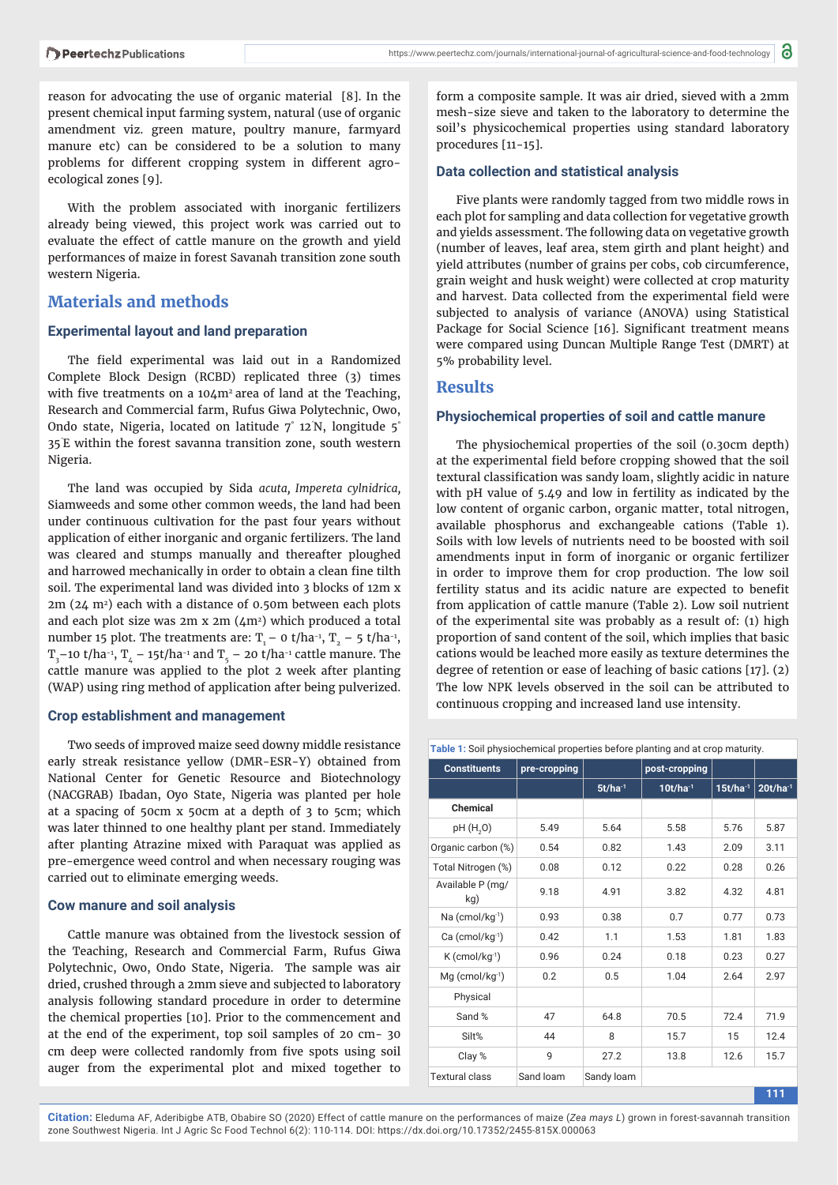reason for advocating the use of organic material [8]. In the present chemical input farming system, natural (use of organic amendment viz. green mature, poultry manure, farmyard manure etc) can be considered to be a solution to many problems for different cropping system in different agro-ecological zones [9].

With the problem associated with inorganic fertilizers already being viewed, this project work was carried out to evaluate the effect of cattle manure on the growth and yield performances of maize in forest Savanah transition zone south western Nigeria.

## Materials and methods

### Experimental layout and land preparation

The field experimental was laid out in a Randomized Complete Block Design (RCBD) replicated three (3) times with five treatments on a 104m² area of land at the Teaching, Research and Commercial farm, Rufus Giwa Polytechnic, Owo, Ondo state, Nigeria, located on latitude 7° 12'N, longitude 5° 35'E within the forest savanna transition zone, south western Nigeria.

The land was occupied by Sida *acuta, Impereta cylnidrica,* Siamweeds and some other common weeds, the land had been under continuous cultivation for the past four years without application of either inorganic and organic fertilizers. The land was cleared and stumps manually and thereafter ploughed and harrowed mechanically in order to obtain a clean fine tilth soil. The experimental land was divided into 3 blocks of 12m x 2m (24 m²) each with a distance of 0.50m between each plots and each plot size was 2m x 2m (4m²) which produced a total number 15 plot. The treatments are: $T_1$ – 0 t/ha$^{-1}$, $T_2$ – 5 t/ha$^{-1}$, $T_3$–10 t/ha$^{-1}$, $T_4$ – 15t/ha$^{-1}$ and $T_5$ – 20 t/ha$^{-1}$ cattle manure. The cattle manure was applied to the plot 2 week after planting (WAP) using ring method of application after being pulverized.

### Crop establishment and management

Two seeds of improved maize seed downy middle resistance early streak resistance yellow (DMR-ESR-Y) obtained from National Center for Genetic Resource and Biotechnology (NACGRAB) Ibadan, Oyo State, Nigeria was planted per hole at a spacing of 50cm x 50cm at a depth of 3 to 5cm; which was later thinned to one healthy plant per stand. Immediately after planting Atrazine mixed with Paraquat was applied as pre-emergence weed control and when necessary rouging was carried out to eliminate emerging weeds.

### Cow manure and soil analysis

Cattle manure was obtained from the livestock session of the Teaching, Research and Commercial Farm, Rufus Giwa Polytechnic, Owo, Ondo State, Nigeria. The sample was air dried, crushed through a 2mm sieve and subjected to laboratory analysis following standard procedure in order to determine the chemical properties [10]. Prior to the commencement and at the end of the experiment, top soil samples of 20 cm- 30 cm deep were collected randomly from five spots using soil auger from the experimental plot and mixed together to form a composite sample. It was air dried, sieved with a 2mm mesh-size sieve and taken to the laboratory to determine the soil's physicochemical properties using standard laboratory procedures [11-15].

### Data collection and statistical analysis

Five plants were randomly tagged from two middle rows in each plot for sampling and data collection for vegetative growth and yields assessment. The following data on vegetative growth (number of leaves, leaf area, stem girth and plant height) and yield attributes (number of grains per cobs, cob circumference, grain weight and husk weight) were collected at crop maturity and harvest. Data collected from the experimental field were subjected to analysis of variance (ANOVA) using Statistical Package for Social Science [16]. Significant treatment means were compared using Duncan Multiple Range Test (DMRT) at 5% probability level.

## Results

### Physiochemical properties of soil and cattle manure

The physiochemical properties of the soil (0.30cm depth) at the experimental field before cropping showed that the soil textural classification was sandy loam, slightly acidic in nature with pH value of 5.49 and low in fertility as indicated by the low content of organic carbon, organic matter, total nitrogen, available phosphorus and exchangeable cations (Table 1). Soils with low levels of nutrients need to be boosted with soil amendments input in form of inorganic or organic fertilizer in order to improve them for crop production. The low soil fertility status and its acidic nature are expected to benefit from application of cattle manure (Table 2). Low soil nutrient of the experimental site was probably as a result of: (1) high proportion of sand content of the soil, which implies that basic cations would be leached more easily as texture determines the degree of retention or ease of leaching of basic cations [17]. (2) The low NPK levels observed in the soil can be attributed to continuous cropping and increased land use intensity.

**Table 1:** Soil physiochemical properties before planting and at crop maturity.

| Constituents | pre-cropping | | post-cropping | | |
|---|---|---|---|---|---|
| | | 5t/ha$^{-1}$ | 10t/ha$^{-1}$ | 15t/ha$^{-1}$ | 20t/ha$^{-1}$ |
| **Chemical** | | | | | |
| pH ($H_2O$) | 5.49 | 5.64 | 5.58 | 5.76 | 5.87 |
| Organic carbon (%) | 0.54 | 0.82 | 1.43 | 2.09 | 3.11 |
| Total Nitrogen (%) | 0.08 | 0.12 | 0.22 | 0.28 | 0.26 |
| Available P (mg/kg) | 9.18 | 4.91 | 3.82 | 4.32 | 4.81 |
| Na (cmol/kg$^{-1}$) | 0.93 | 0.38 | 0.7 | 0.77 | 0.73 |
| Ca (cmol/kg$^{-1}$) | 0.42 | 1.1 | 1.53 | 1.81 | 1.83 |
| K (cmol/kg$^{-1}$) | 0.96 | 0.24 | 0.18 | 0.23 | 0.27 |
| Mg (cmol/kg$^{-1}$) | 0.2 | 0.5 | 1.04 | 2.64 | 2.97 |
| Physical | | | | | |
| Sand % | 47 | 64.8 | 70.5 | 72.4 | 71.9 |
| Silt% | 44 | 8 | 15.7 | 15 | 12.4 |
| Clay % | 9 | 27.2 | 13.8 | 12.6 | 15.7 |
| Textural class | Sand loam | Sandy loam | | | |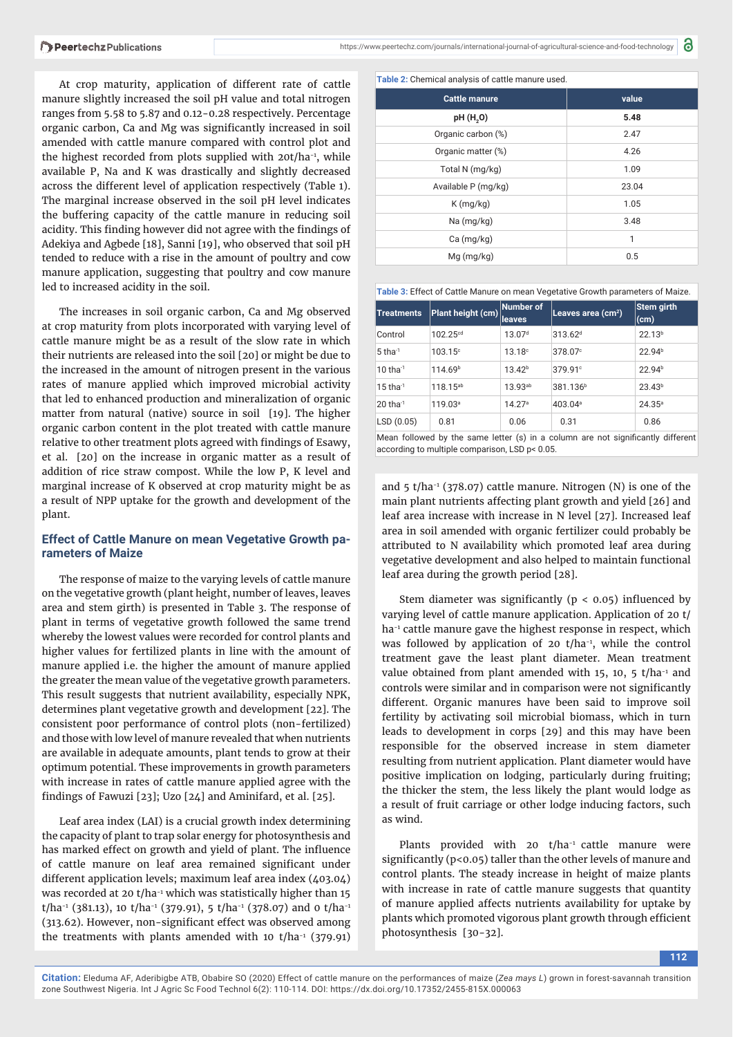At crop maturity, application of different rate of cattle manure slightly increased the soil pH value and total nitrogen ranges from 5.58 to 5.87 and 0.12-0.28 respectively. Percentage organic carbon, Ca and Mg was significantly increased in soil amended with cattle manure compared with control plot and the highest recorded from plots supplied with 20t/ha$^{-1}$, while available P, Na and K was drastically and slightly decreased across the different level of application respectively (Table 1). The marginal increase observed in the soil pH level indicates the buffering capacity of the cattle manure in reducing soil acidity. This finding however did not agree with the findings of Adekiya and Agbede [18], Sanni [19], who observed that soil pH tended to reduce with a rise in the amount of poultry and cow manure application, suggesting that poultry and cow manure led to increased acidity in the soil.

The increases in soil organic carbon, Ca and Mg observed at crop maturity from plots incorporated with varying level of cattle manure might be as a result of the slow rate in which their nutrients are released into the soil [20] or might be due to the increased in the amount of nitrogen present in the various rates of manure applied which improved microbial activity that led to enhanced production and mineralization of organic matter from natural (native) source in soil [19]. The higher organic carbon content in the plot treated with cattle manure relative to other treatment plots agreed with findings of Esawy, et al. [20] on the increase in organic matter as a result of addition of rice straw compost. While the low P, K level and marginal increase of K observed at crop maturity might be as a result of NPP uptake for the growth and development of the plant.

**Table 2:** Chemical analysis of cattle manure used.

| Cattle manure | value |
|---|---|
| pH ($H_2O$) | 5.48 |
| Organic carbon (%) | 2.47 |
| Organic matter (%) | 4.26 |
| Total N (mg/kg) | 1.09 |
| Available P (mg/kg) | 23.04 |
| K (mg/kg) | 1.05 |
| Na (mg/kg) | 3.48 |
| Ca (mg/kg) | 1 |
| Mg (mg/kg) | 0.5 |

**Table 3:** Effect of Cattle Manure on mean Vegetative Growth parameters of Maize.

| Treatments | Plant height (cm) | Number of leaves | Leaves area ($cm^2$) | Stem girth (cm) |
|---|---|---|---|---|
| Control | 102.25$^{cd}$ | 13.07$^{d}$ | 313.62$^{d}$ | 22.13$^{b}$ |
| 5 tha$^{-1}$ | 103.15$^{c}$ | 13.18$^{c}$ | 378.07$^{c}$ | 22.94$^{b}$ |
| 10 tha$^{-1}$ | 114.69$^{b}$ | 13.42$^{b}$ | 379.91$^{c}$ | 22.94$^{b}$ |
| 15 tha$^{-1}$ | 118.15$^{ab}$ | 13.93$^{ab}$ | 381.136$^{b}$ | 23.43$^{b}$ |
| 20 tha$^{-1}$ | 119.03$^{a}$ | 14.27$^{a}$ | 403.04$^{a}$ | 24.35$^{a}$ |
| LSD (0.05) | 0.81 | 0.06 | 0.31 | 0.86 |

Mean followed by the same letter (s) in a column are not significantly different according to multiple comparison, LSD p< 0.05.

## Effect of Cattle Manure on mean Vegetative Growth parameters of Maize

The response of maize to the varying levels of cattle manure on the vegetative growth (plant height, number of leaves, leaves area and stem girth) is presented in Table 3. The response of plant in terms of vegetative growth followed the same trend whereby the lowest values were recorded for control plants and higher values for fertilized plants in line with the amount of manure applied i.e. the higher the amount of manure applied the greater the mean value of the vegetative growth parameters. This result suggests that nutrient availability, especially NPK, determines plant vegetative growth and development [22]. The consistent poor performance of control plots (non-fertilized) and those with low level of manure revealed that when nutrients are available in adequate amounts, plant tends to grow at their optimum potential. These improvements in growth parameters with increase in rates of cattle manure applied agree with the findings of Fawuzi [23]; Uzo [24] and Aminifard, et al. [25].

Leaf area index (LAI) is a crucial growth index determining the capacity of plant to trap solar energy for photosynthesis and has marked effect on growth and yield of plant. The influence of cattle manure on leaf area remained significant under different application levels; maximum leaf area index (403.04) was recorded at 20 t/ha$^{-1}$ which was statistically higher than 15 t/ha$^{-1}$ (381.13), 10 t/ha$^{-1}$ (379.91), 5 t/ha$^{-1}$ (378.07) and 0 t/ha$^{-1}$ (313.62). However, non-significant effect was observed among the treatments with plants amended with 10 t/ha$^{-1}$ (379.91) and 5 t/ha$^{-1}$ (378.07) cattle manure. Nitrogen (N) is one of the main plant nutrients affecting plant growth and yield [26] and leaf area increase with increase in N level [27]. Increased leaf area in soil amended with organic fertilizer could probably be attributed to N availability which promoted leaf area during vegetative development and also helped to maintain functional leaf area during the growth period [28].

Stem diameter was significantly ($p < 0.05$) influenced by varying level of cattle manure application. Application of 20 t/ha$^{-1}$ cattle manure gave the highest response in respect, which was followed by application of 20 t/ha$^{-1}$, while the control treatment gave the least plant diameter. Mean treatment value obtained from plant amended with 15, 10, 5 t/ha$^{-1}$ and controls were similar and in comparison were not significantly different. Organic manures have been said to improve soil fertility by activating soil microbial biomass, which in turn leads to development in corps [29] and this may have been responsible for the observed increase in stem diameter resulting from nutrient application. Plant diameter would have positive implication on lodging, particularly during fruiting; the thicker the stem, the less likely the plant would lodge as a result of fruit carriage or other lodge inducing factors, such as wind.

Plants provided with 20 t/ha$^{-1}$ cattle manure were significantly ($p<0.05$) taller than the other levels of manure and control plants. The steady increase in height of maize plants with increase in rate of cattle manure suggests that quantity of manure applied affects nutrients availability for uptake by plants which promoted vigorous plant growth through efficient photosynthesis [30-32].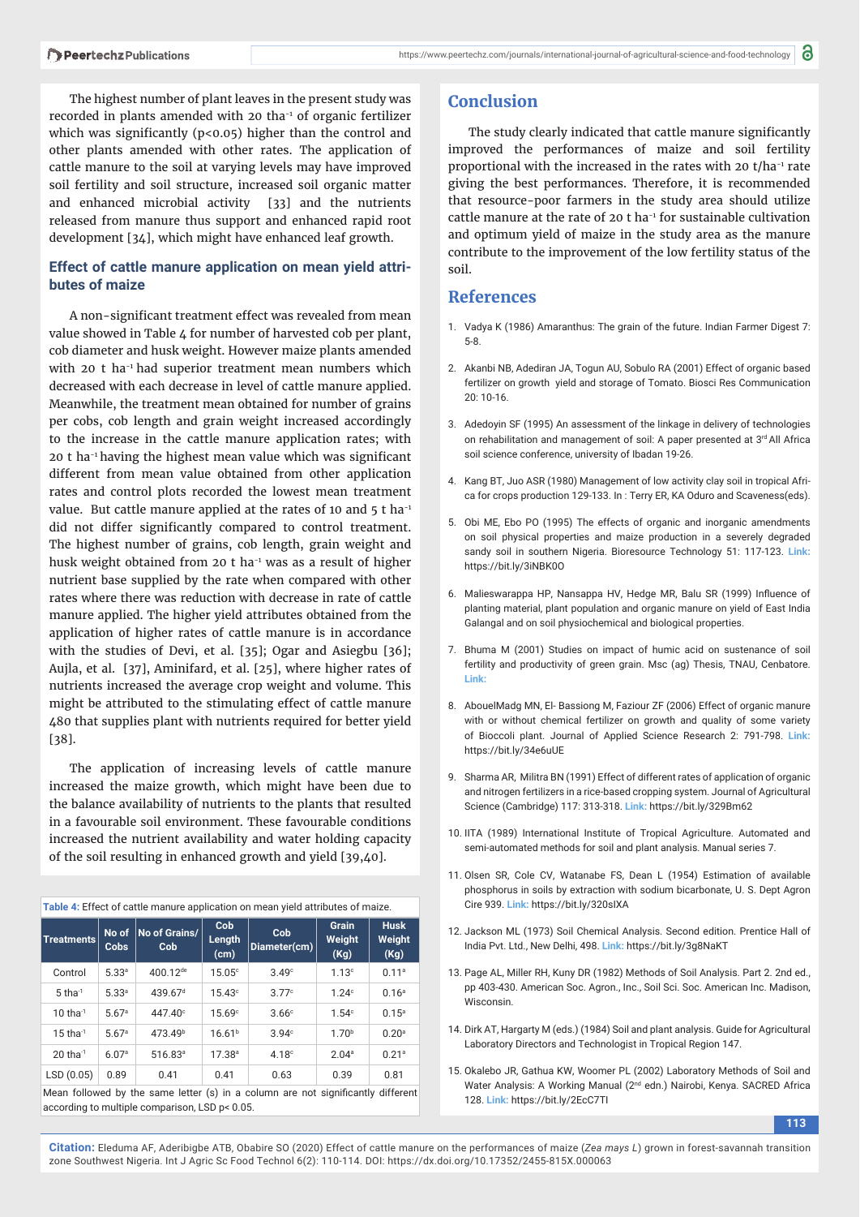The highest number of plant leaves in the present study was recorded in plants amended with 20 $tha^{-1}$ of organic fertilizer which was significantly ($p<0.05$) higher than the control and other plants amended with other rates. The application of cattle manure to the soil at varying levels may have improved soil fertility and soil structure, increased soil organic matter and enhanced microbial activity [33] and the nutrients released from manure thus support and enhanced rapid root development [34], which might have enhanced leaf growth.

### Effect of cattle manure application on mean yield attributes of maize

A non-significant treatment effect was revealed from mean value showed in Table 4 for number of harvested cob per plant, cob diameter and husk weight. However maize plants amended with 20 t $ha^{-1}$ had superior treatment mean numbers which decreased with each decrease in level of cattle manure applied. Meanwhile, the treatment mean obtained for number of grains per cobs, cob length and grain weight increased accordingly to the increase in the cattle manure application rates; with 20 t $ha^{-1}$ having the highest mean value which was significant different from mean value obtained from other application rates and control plots recorded the lowest mean treatment value. But cattle manure applied at the rates of 10 and 5 t $ha^{-1}$ did not differ significantly compared to control treatment. The highest number of grains, cob length, grain weight and husk weight obtained from 20 t $ha^{-1}$ was as a result of higher nutrient base supplied by the rate when compared with other rates where there was reduction with decrease in rate of cattle manure applied. The higher yield attributes obtained from the application of higher rates of cattle manure is in accordance with the studies of Devi, et al. [35]; Ogar and Asiegbu [36]; Aujla, et al. [37], Aminifard, et al. [25], where higher rates of nutrients increased the average crop weight and volume. This might be attributed to the stimulating effect of cattle manure 480 that supplies plant with nutrients required for better yield [38].

The application of increasing levels of cattle manure increased the maize growth, which might have been due to the balance availability of nutrients to the plants that resulted in a favourable soil environment. These favourable conditions increased the nutrient availability and water holding capacity of the soil resulting in enhanced growth and yield [39,40].

**Table 4:** Effect of cattle manure application on mean yield attributes of maize.

| Treatments | No of Cobs | No of Grains/ Cob | Cob Length (cm) | Cob Diameter(cm) | Grain Weight (Kg) | Husk Weight (Kg) |
|---|---|---|---|---|---|---|
| Control | 5.33$^{a}$ | 400.12$^{de}$ | 15.05$^{c}$ | 3.49$^{c}$ | 1.13$^{c}$ | 0.11$^{a}$ |
| 5 $tha^{-1}$ | 5.33$^{a}$ | 439.67$^{d}$ | 15.43$^{c}$ | 3.77$^{c}$ | 1.24$^{c}$ | 0.16$^{a}$ |
| 10 $tha^{-1}$ | 5.67$^{a}$ | 447.40$^{c}$ | 15.69$^{c}$ | 3.66$^{c}$ | 1.54$^{c}$ | 0.15$^{a}$ |
| 15 $tha^{-1}$ | 5.67$^{a}$ | 473.49$^{b}$ | 16.61$^{b}$ | 3.94$^{c}$ | 1.70$^{b}$ | 0.20$^{a}$ |
| 20 $tha^{-1}$ | 6.07$^{a}$ | 516.83$^{a}$ | 17.38$^{a}$ | 4.18$^{c}$ | 2.04$^{a}$ | 0.21$^{a}$ |
| LSD (0.05) | 0.89 | 0.41 | 0.41 | 0.63 | 0.39 | 0.81 |

Mean followed by the same letter (s) in a column are not significantly different according to multiple comparison, LSD $p< 0.05$.

## Conclusion

The study clearly indicated that cattle manure significantly improved the performances of maize and soil fertility proportional with the increased in the rates with 20 t/$ha^{-1}$ rate giving the best performances. Therefore, it is recommended that resource-poor farmers in the study area should utilize cattle manure at the rate of 20 t $ha^{-1}$ for sustainable cultivation and optimum yield of maize in the study area as the manure contribute to the improvement of the low fertility status of the soil.

## References

1. Vadya K (1986) Amaranthus: The grain of the future. Indian Farmer Digest 7: 5-8.
2. Akanbi NB, Adediran JA, Togun AU, Sobulo RA (2001) Effect of organic based fertilizer on growth yield and storage of Tomato. Biosci Res Communication 20: 10-16.
3. Adedoyin SF (1995) An assessment of the linkage in delivery of technologies on rehabilitation and management of soil: A paper presented at 3rd All Africa soil science conference, university of Ibadan 19-26.
4. Kang BT, Juo ASR (1980) Management of low activity clay soil in tropical Africa for crops production 129-133. In : Terry ER, KA Oduro and Scaveness(eds).
5. Obi ME, Ebo PO (1995) The effects of organic and inorganic amendments on soil physical properties and maize production in a severely degraded sandy soil in southern Nigeria. Bioresource Technology 51: 117-123. Link: https://bit.ly/3iNBK0O
6. Malieswarappa HP, Nansappa HV, Hedge MR, Balu SR (1999) Influence of planting material, plant population and organic manure on yield of East India Galangal and on soil physiochemical and biological properties.
7. Bhuma M (2001) Studies on impact of humic acid on sustenance of soil fertility and productivity of green grain. Msc (ag) Thesis, TNAU, Cenbatore. Link:
8. AbouelMadg MN, El- Bassiong M, Faziour ZF (2006) Effect of organic manure with or without chemical fertilizer on growth and quality of some variety of Bioccoli plant. Journal of Applied Science Research 2: 791-798. Link: https://bit.ly/34e6uUE
9. Sharma AR, Militra BN (1991) Effect of different rates of application of organic and nitrogen fertilizers in a rice-based cropping system. Journal of Agricultural Science (Cambridge) 117: 313-318. Link: https://bit.ly/329Bm62
10. IITA (1989) International Institute of Tropical Agriculture. Automated and semi-automated methods for soil and plant analysis. Manual series 7.
11. Olsen SR, Cole CV, Watanabe FS, Dean L (1954) Estimation of available phosphorus in soils by extraction with sodium bicarbonate, U. S. Dept Agron Cire 939. Link: https://bit.ly/320sIXA
12. Jackson ML (1973) Soil Chemical Analysis. Second edition. Prentice Hall of India Pvt. Ltd., New Delhi, 498. Link: https://bit.ly/3g8NaKT
13. Page AL, Miller RH, Kuny DR (1982) Methods of Soil Analysis. Part 2. 2nd ed., pp 403-430. American Soc. Agron., Inc., Soil Sci. Soc. American Inc. Madison, Wisconsin.
14. Dirk AT, Hargarty M (eds.) (1984) Soil and plant analysis. Guide for Agricultural Laboratory Directors and Technologist in Tropical Region 147.
15. Okalebo JR, Gathua KW, Woomer PL (2002) Laboratory Methods of Soil and Water Analysis: A Working Manual (2nd edn.) Nairobi, Kenya. SACRED Africa 128. Link: https://bit.ly/2EcC7TI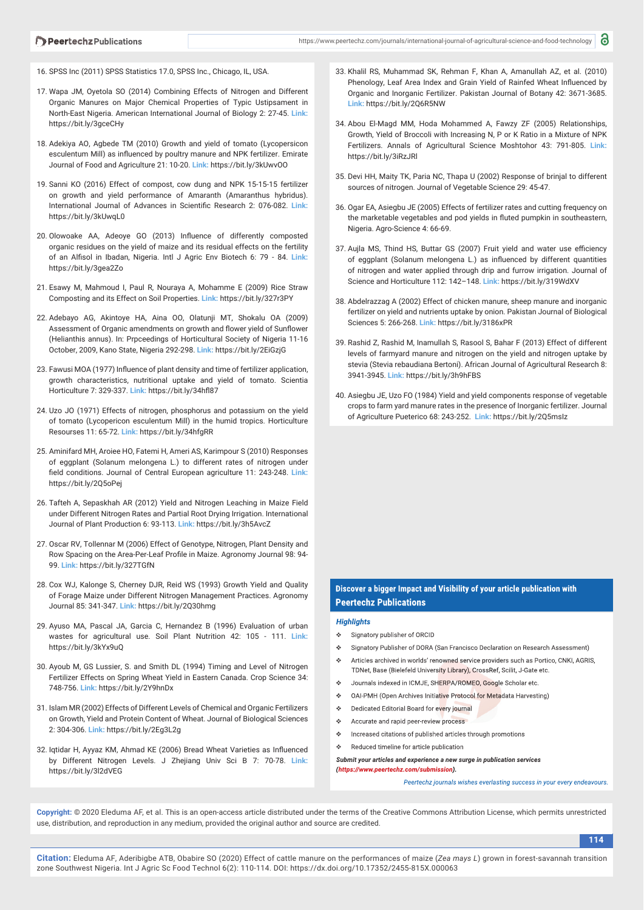16. SPSS Inc (2011) SPSS Statistics 17.0, SPSS Inc., Chicago, IL, USA.

17. Wapa JM, Oyetola SO (2014) Combining Effects of Nitrogen and Different Organic Manures on Major Chemical Properties of Typic Ustipsament in North-East Nigeria. American International Journal of Biology 2: 27-45. **Link:** https://bit.ly/3gceCHy

18. Adekiya AO, Agbede TM (2010) Growth and yield of tomato (Lycopersicon esculentum Mill) as influenced by poultry manure and NPK fertilizer. Emirate Journal of Food and Agriculture 21: 10-20. **Link:** https://bit.ly/3kUwvOO

19. Sanni KO (2016) Effect of compost, cow dung and NPK 15-15-15 fertilizer on growth and yield performance of Amaranth (Amaranthus hybridus). International Journal of Advances in Scientific Research 2: 076-082. **Link:** https://bit.ly/3kUwqL0

20. Olowoake AA, Adeoye GO (2013) Influence of differently composted organic residues on the yield of maize and its residual effects on the fertility of an Alfisol in Ibadan, Nigeria. Intl J Agric Env Biotech 6: 79 - 84. **Link:** https://bit.ly/3gea2Zo

21. Esawy M, Mahmoud I, Paul R, Nouraya A, Mohamme E (2009) Rice Straw Composting and its Effect on Soil Properties. **Link:** https://bit.ly/327r3PY

22. Adebayo AG, Akintoye HA, Aina OO, Olatunji MT, Shokalu OA (2009) Assessment of Organic amendments on growth and flower yield of Sunflower (Helianthis annus). In: Prpceedings of Horticultural Society of Nigeria 11-16 October, 2009, Kano State, Nigeria 292-298. **Link:** https://bit.ly/2EiGzjG

23. Fawusi MOA (1977) Influence of plant density and time of fertilizer application, growth characteristics, nutritional uptake and yield of tomato. Scientia Horticulture 7: 329-337. **Link:** https://bit.ly/34hfl87

24. Uzo JO (1971) Effects of nitrogen, phosphorus and potassium on the yield of tomato (Lycopericon esculentum Mill) in the humid tropics. Horticulture Resourses 11: 65-72. **Link:** https://bit.ly/34hfgRR

25. Aminifard MH, Aroiee HO, Fatemi H, Ameri AS, Karimpour S (2010) Responses of eggplant (Solanum melongena L.) to different rates of nitrogen under field conditions. Journal of Central European agriculture 11: 243-248. **Link:** https://bit.ly/2Q5oPej

26. Tafteh A, Sepaskhah AR (2012) Yield and Nitrogen Leaching in Maize Field under Different Nitrogen Rates and Partial Root Drying Irrigation. International Journal of Plant Production 6: 93-113. **Link:** https://bit.ly/3h5AvcZ

27. Oscar RV, Tollennar M (2006) Effect of Genotype, Nitrogen, Plant Density and Row Spacing on the Area-Per-Leaf Profile in Maize. Agronomy Journal 98: 94-99. **Link:** https://bit.ly/327TGfN

28. Cox WJ, Kalonge S, Cherney DJR, Reid WS (1993) Growth Yield and Quality of Forage Maize under Different Nitrogen Management Practices. Agronomy Journal 85: 341-347. **Link:** https://bit.ly/2Q30hmg

29. Ayuso MA, Pascal JA, Garcia C, Hernandez B (1996) Evaluation of urban wastes for agricultural use. Soil Plant Nutrition 42: 105 - 111. **Link:** https://bit.ly/3kYx9uQ

30. Ayoub M, GS Lussier, S. and Smith DL (1994) Timing and Level of Nitrogen Fertilizer Effects on Spring Wheat Yield in Eastern Canada. Crop Science 34: 748-756. **Link:** https://bit.ly/2Y9hnDx

31. Islam MR (2002) Effects of Different Levels of Chemical and Organic Fertilizers on Growth, Yield and Protein Content of Wheat. Journal of Biological Sciences 2: 304-306. **Link:** https://bit.ly/2Eg3L2g

32. Iqtidar H, Ayyaz KM, Ahmad KE (2006) Bread Wheat Varieties as Influenced by Different Nitrogen Levels. J Zhejiang Univ Sci B 7: 70-78. **Link:** https://bit.ly/3l2dVEG

33. Khalil RS, Muhammad SK, Rehman F, Khan A, Amanullah AZ, et al. (2010) Phenology, Leaf Area Index and Grain Yield of Rainfed Wheat Influenced by Organic and Inorganic Fertilizer. Pakistan Journal of Botany 42: 3671-3685. **Link:** https://bit.ly/2Q6R5NW

34. Abou El-Magd MM, Hoda Mohammed A, Fawzy ZF (2005) Relationships, Growth, Yield of Broccoli with Increasing N, P or K Ratio in a Mixture of NPK Fertilizers. Annals of Agricultural Science Moshtohor 43: 791-805. **Link:** https://bit.ly/3iRzJRl

35. Devi HH, Maity TK, Paria NC, Thapa U (2002) Response of brinjal to different sources of nitrogen. Journal of Vegetable Science 29: 45-47.

36. Ogar EA, Asiegbu JE (2005) Effects of fertilizer rates and cutting frequency on the marketable vegetables and pod yields in fluted pumpkin in southeastern, Nigeria. Agro-Science 4: 66-69.

37. Aujla MS, Thind HS, Buttar GS (2007) Fruit yield and water use efficiency of eggplant (Solanum melongena L.) as influenced by different quantities of nitrogen and water applied through drip and furrow irrigation. Journal of Science and Horticulture 112: 142–148. **Link:** https://bit.ly/319WdXV

38. Abdelrazzag A (2002) Effect of chicken manure, sheep manure and inorganic fertilizer on yield and nutrients uptake by onion. Pakistan Journal of Biological Sciences 5: 266-268. **Link:** https://bit.ly/3186xPR

39. Rashid Z, Rashid M, Inamullah S, Rasool S, Bahar F (2013) Effect of different levels of farmyard manure and nitrogen on the yield and nitrogen uptake by stevia (Stevia rebaudiana Bertoni). African Journal of Agricultural Research 8: 3941-3945. **Link:** https://bit.ly/3h9hFBS

40. Asiegbu JE, Uzo FO (1984) Yield and yield components response of vegetable crops to farm yard manure rates in the presence of Inorganic fertilizer. Journal of Agriculture Pueterico 68: 243-252. **Link:** https://bit.ly/2Q5mslz

**Discover a bigger Impact and Visibility of your article publication with Peertechz Publications**

***Highlights***

- Signatory publisher of ORCID
- Signatory Publisher of DORA (San Francisco Declaration on Research Assessment)
- Articles archived in worlds' renowned service providers such as Portico, CNKI, AGRIS, TDNet, Base (Bielefeld University Library), CrossRef, Scilit, J-Gate etc.
- Journals indexed in ICMJE, SHERPA/ROMEO, Google Scholar etc.
- OAI-PMH (Open Archives Initiative Protocol for Metadata Harvesting)
- Dedicated Editorial Board for every journal
- Accurate and rapid peer-review process
- Increased citations of published articles through promotions
- Reduced timeline for article publication

***Submit your articles and experience a new surge in publication services (https://www.peertechz.com/submission).***

*Peertechz journals wishes everlasting success in your every endeavours.*

**Copyright:** © 2020 Eleduma AF, et al. This is an open-access article distributed under the terms of the Creative Commons Attribution License, which permits unrestricted use, distribution, and reproduction in any medium, provided the original author and source are credited.